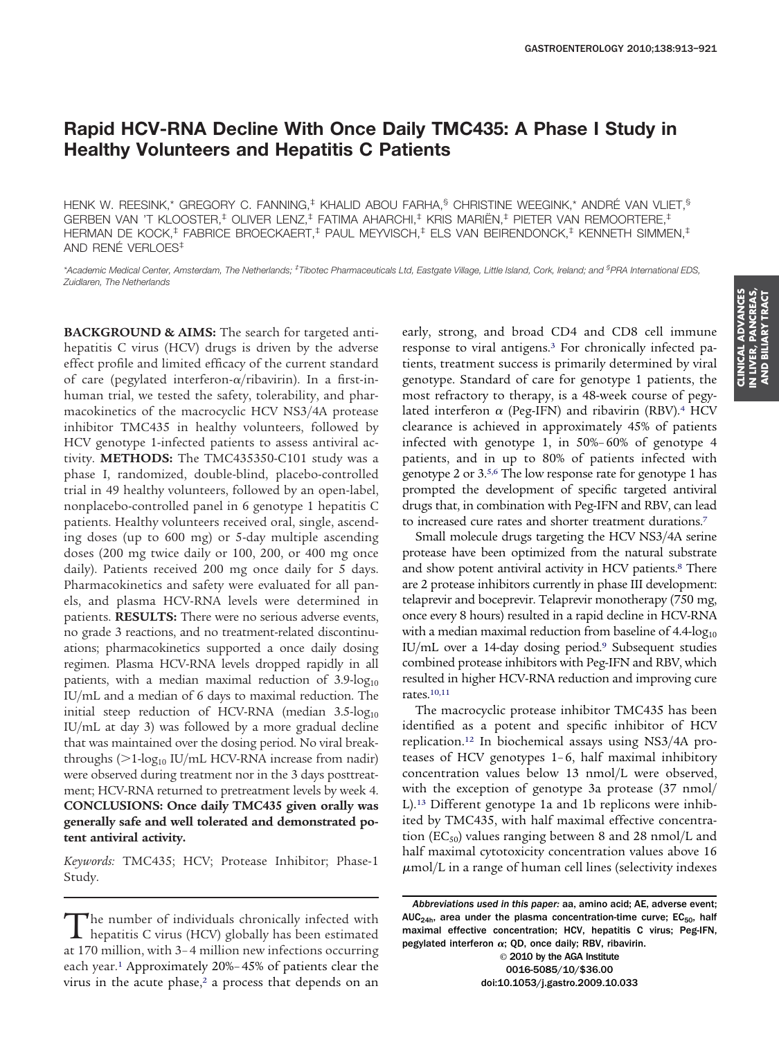# Rapid HCV-RNA Decline With Once Daily TMC435: A Phase I Study in Healthy Volunteers and Hepatitis C Patients

HENK W. REESINK,* GREGORY C. FANNING,[‡] KHALID ABOU FARHA,[§] CHRISTINE WEEGINK,* ANDRÉ VAN VLIET,[§] GERBEN VAN 'T KLOOSTER,[‡] OLIVER LENZ,[‡] FATIMA AHARCHI,[‡] KRIS MARIËN,[‡] PIETER VAN REMOORTERE,[‡] HERMAN DE KOCK,[‡] FABRICE BROECKAERT,[‡] PAUL MEYVISCH,[‡] ELS VAN BEIRENDONCK,[‡] KENNETH SIMMEN,[‡] AND RENÉ VERLOES[‡]

*Academic Medical Center, Amsterdam, The Netherlands; [‡]Tibotec Pharmaceuticals Ltd, Eastgate Village, Little Island, Cork, Ireland; and [§]PRA International EDS, Zuidlaren, The Netherlands

**BACKGROUND & AIMS:** The search for targeted anti-hepatitis C virus (HCV) drugs is driven by the adverse effect profile and limited efficacy of the current standard of care (pegylated interferon-α/ribavirin). In a first-in-human trial, we tested the safety, tolerability, and pharmacokinetics of the macrocyclic HCV NS3/4A protease inhibitor TMC435 in healthy volunteers, followed by HCV genotype 1-infected patients to assess antiviral activity. **METHODS:** The TMC435350-C101 study was a phase I, randomized, double-blind, placebo-controlled trial in 49 healthy volunteers, followed by an open-label, nonplacebo-controlled panel in 6 genotype 1 hepatitis C patients. Healthy volunteers received oral, single, ascending doses (up to 600 mg) or 5-day multiple ascending doses (200 mg twice daily or 100, 200, or 400 mg once daily). Patients received 200 mg once daily for 5 days. Pharmacokinetics and safety were evaluated for all panels, and plasma HCV-RNA levels were determined in patients. **RESULTS:** There were no serious adverse events, no grade 3 reactions, and no treatment-related discontinuations; pharmacokinetics supported a once daily dosing regimen. Plasma HCV-RNA levels dropped rapidly in all patients, with a median maximal reduction of 3.9-$\log_{10}$ IU/mL and a median of 6 days to maximal reduction. The initial steep reduction of HCV-RNA (median 3.5-$\log_{10}$ IU/mL at day 3) was followed by a more gradual decline that was maintained over the dosing period. No viral breakthroughs (>1-$\log_{10}$ IU/mL HCV-RNA increase from nadir) were observed during treatment nor in the 3 days posttreatment; HCV-RNA returned to pretreatment levels by week 4. **CONCLUSIONS: Once daily TMC435 given orally was generally safe and well tolerated and demonstrated potent antiviral activity.**

*Keywords:* TMC435; HCV; Protease Inhibitor; Phase-1 Study.

The number of individuals chronically infected with hepatitis C virus (HCV) globally has been estimated at 170 million, with 3–4 million new infections occurring each year.[1] Approximately 20%–45% of patients clear the virus in the acute phase,[2] a process that depends on an early, strong, and broad CD4 and CD8 cell immune response to viral antigens.[3] For chronically infected patients, treatment success is primarily determined by viral genotype. Standard of care for genotype 1 patients, the most refractory to therapy, is a 48-week course of pegylated interferon α (Peg-IFN) and ribavirin (RBV).[4] HCV clearance is achieved in approximately 45% of patients infected with genotype 1, in 50%–60% of genotype 4 patients, and in up to 80% of patients infected with genotype 2 or 3.[5,6] The low response rate for genotype 1 has prompted the development of specific targeted antiviral drugs that, in combination with Peg-IFN and RBV, can lead to increased cure rates and shorter treatment durations.[7]

Small molecule drugs targeting the HCV NS3/4A serine protease have been optimized from the natural substrate and show potent antiviral activity in HCV patients.[8] There are 2 protease inhibitors currently in phase III development: telaprevir and boceprevir. Telaprevir monotherapy (750 mg, once every 8 hours) resulted in a rapid decline in HCV-RNA with a median maximal reduction from baseline of 4.4-$\log_{10}$ IU/mL over a 14-day dosing period.[9] Subsequent studies combined protease inhibitors with Peg-IFN and RBV, which resulted in higher HCV-RNA reduction and improving cure rates.[10,11]

The macrocyclic protease inhibitor TMC435 has been identified as a potent and specific inhibitor of HCV replication.[12] In biochemical assays using NS3/4A proteases of HCV genotypes 1–6, half maximal inhibitory concentration values below 13 nmol/L were observed, with the exception of genotype 3a protease (37 nmol/L).[13] Different genotype 1a and 1b replicons were inhibited by TMC435, with half maximal effective concentration ($EC_{50}$) values ranging between 8 and 28 nmol/L and half maximal cytotoxicity concentration values above 16 μmol/L in a range of human cell lines (selectivity indexes

*Abbreviations used in this paper:* aa, amino acid; AE, adverse event; $AUC_{24h}$, area under the plasma concentration-time curve; $EC_{50}$, half maximal effective concentration; HCV, hepatitis C virus; Peg-IFN, pegylated interferon α; QD, once daily; RBV, ribavirin.

© 2010 by the AGA Institute
0016-5085/10/$36.00
doi:10.1053/j.gastro.2009.10.033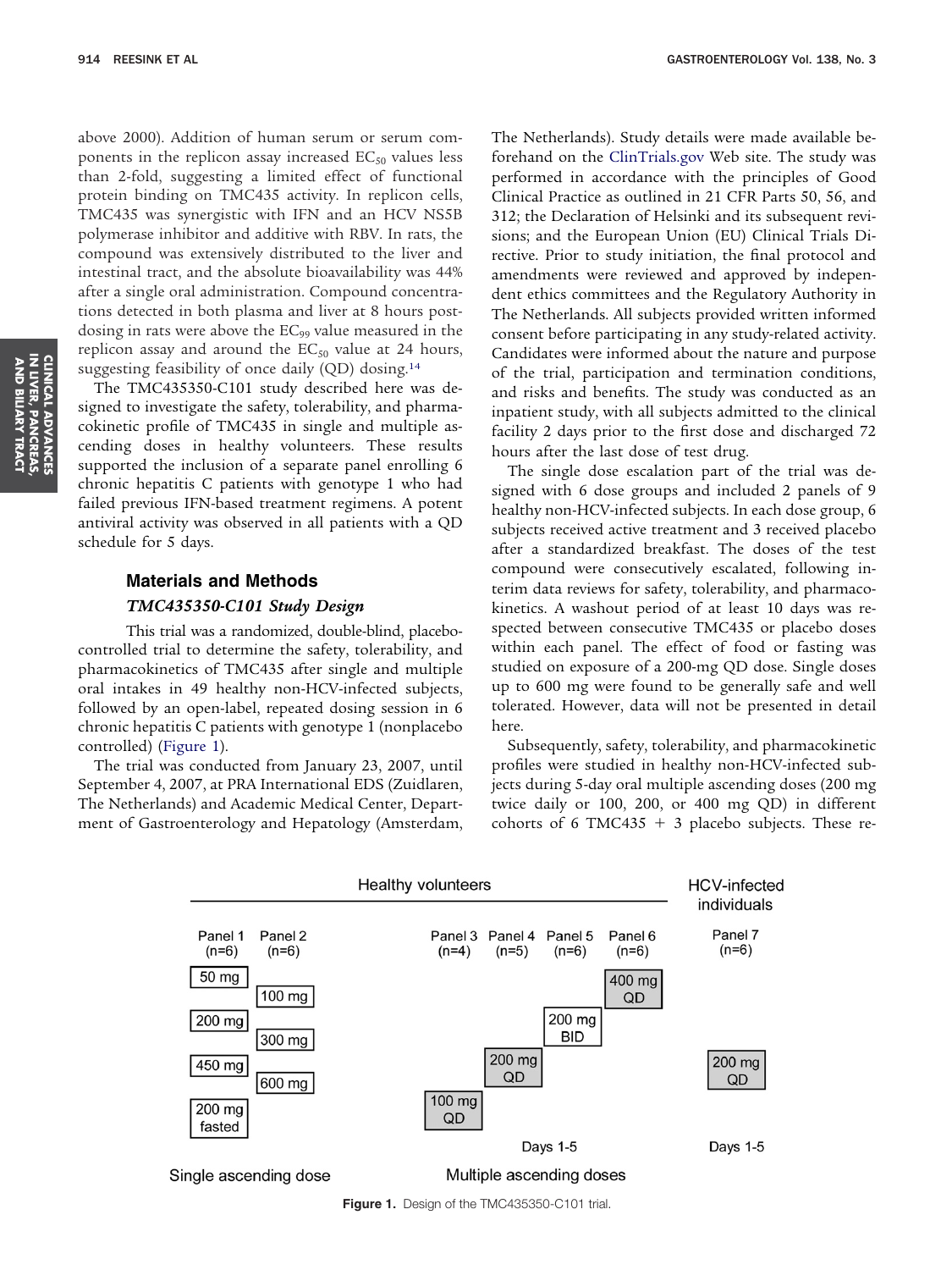above 2000). Addition of human serum or serum components in the replicon assay increased $EC_{50}$ values less than 2-fold, suggesting a limited effect of functional protein binding on TMC435 activity. In replicon cells, TMC435 was synergistic with IFN and an HCV NS5B polymerase inhibitor and additive with RBV. In rats, the compound was extensively distributed to the liver and intestinal tract, and the absolute bioavailability was 44% after a single oral administration. Compound concentrations detected in both plasma and liver at 8 hours postdosing in rats were above the $EC_{99}$ value measured in the replicon assay and around the $EC_{50}$ value at 24 hours, suggesting feasibility of once daily (QD) dosing.[14]

The TMC435350-C101 study described here was designed to investigate the safety, tolerability, and pharmacokinetic profile of TMC435 in single and multiple ascending doses in healthy volunteers. These results supported the inclusion of a separate panel enrolling 6 chronic hepatitis C patients with genotype 1 who had failed previous IFN-based treatment regimens. A potent antiviral activity was observed in all patients with a QD schedule for 5 days.

## Materials and Methods

### *TMC435350-C101 Study Design*

This trial was a randomized, double-blind, placebo-controlled trial to determine the safety, tolerability, and pharmacokinetics of TMC435 after single and multiple oral intakes in 49 healthy non-HCV-infected subjects, followed by an open-label, repeated dosing session in 6 chronic hepatitis C patients with genotype 1 (nonplacebo controlled) (Figure 1).

The trial was conducted from January 23, 2007, until September 4, 2007, at PRA International EDS (Zuidlaren, The Netherlands) and Academic Medical Center, Department of Gastroenterology and Hepatology (Amsterdam, The Netherlands). Study details were made available beforehand on the ClinTrials.gov Web site. The study was performed in accordance with the principles of Good Clinical Practice as outlined in 21 CFR Parts 50, 56, and 312; the Declaration of Helsinki and its subsequent revisions; and the European Union (EU) Clinical Trials Directive. Prior to study initiation, the final protocol and amendments were reviewed and approved by independent ethics committees and the Regulatory Authority in The Netherlands. All subjects provided written informed consent before participating in any study-related activity. Candidates were informed about the nature and purpose of the trial, participation and termination conditions, and risks and benefits. The study was conducted as an inpatient study, with all subjects admitted to the clinical facility 2 days prior to the first dose and discharged 72 hours after the last dose of test drug.

The single dose escalation part of the trial was designed with 6 dose groups and included 2 panels of 9 healthy non-HCV-infected subjects. In each dose group, 6 subjects received active treatment and 3 received placebo after a standardized breakfast. The doses of the test compound were consecutively escalated, following interim data reviews for safety, tolerability, and pharmacokinetics. A washout period of at least 10 days was respected between consecutive TMC435 or placebo doses within each panel. The effect of food or fasting was studied on exposure of a 200-mg QD dose. Single doses up to 600 mg were found to be generally safe and well tolerated. However, data will not be presented in detail here.

Subsequently, safety, tolerability, and pharmacokinetic profiles were studied in healthy non-HCV-infected subjects during 5-day oral multiple ascending doses (200 mg twice daily or 100, 200, or 400 mg QD) in different cohorts of 6 TMC435 + 3 placebo subjects. These re-

| Healthy volunteers | | | | | | HCV-infected individuals |
|---|---|---|---|---|---|---|
| Single ascending dose | | Multiple ascending doses | | | | |
| Panel 1 (n=6) | Panel 2 (n=6) | Panel 3 (n=4) | Panel 4 (n=5) | Panel 5 (n=6) | Panel 6 (n=6) | Panel 7 (n=6) |
| 50 mg | 100 mg | 100 mg QD | 200 mg QD | 200 mg BID | 400 mg QD | 200 mg QD |
| 200 mg | 300 mg | | | | | |
| 450 mg | 600 mg | | | | | |
| 200 mg fasted | | | | | | |
| | | Days 1-5 | | | | Days 1-5 |

**Figure 1.** Design of the TMC435350-C101 trial.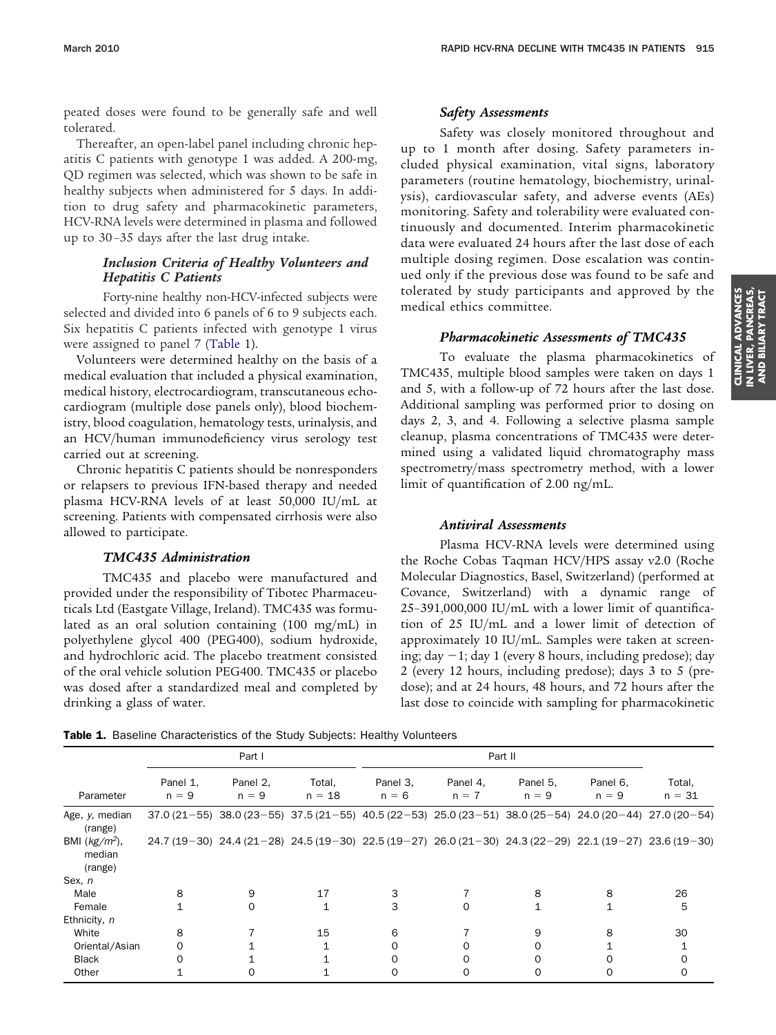peated doses were found to be generally safe and well tolerated.

Thereafter, an open-label panel including chronic hepatitis C patients with genotype 1 was added. A 200-mg, QD regimen was selected, which was shown to be safe in healthy subjects when administered for 5 days. In addition to drug safety and pharmacokinetic parameters, HCV-RNA levels were determined in plasma and followed up to 30–35 days after the last drug intake.

### *Inclusion Criteria of Healthy Volunteers and Hepatitis C Patients*

Forty-nine healthy non-HCV-infected subjects were selected and divided into 6 panels of 6 to 9 subjects each. Six hepatitis C patients infected with genotype 1 virus were assigned to panel 7 (Table 1).

Volunteers were determined healthy on the basis of a medical evaluation that included a physical examination, medical history, electrocardiogram, transcutaneous echocardiogram (multiple dose panels only), blood biochemistry, blood coagulation, hematology tests, urinalysis, and an HCV/human immunodeficiency virus serology test carried out at screening.

Chronic hepatitis C patients should be nonresponders or relapsers to previous IFN-based therapy and needed plasma HCV-RNA levels of at least 50,000 IU/mL at screening. Patients with compensated cirrhosis were also allowed to participate.

### *TMC435 Administration*

TMC435 and placebo were manufactured and provided under the responsibility of Tibotec Pharmaceuticals Ltd (Eastgate Village, Ireland). TMC435 was formulated as an oral solution containing (100 mg/mL) in polyethylene glycol 400 (PEG400), sodium hydroxide, and hydrochloric acid. The placebo treatment consisted of the oral vehicle solution PEG400. TMC435 or placebo was dosed after a standardized meal and completed by drinking a glass of water.

### *Safety Assessments*

Safety was closely monitored throughout and up to 1 month after dosing. Safety parameters included physical examination, vital signs, laboratory parameters (routine hematology, biochemistry, urinalysis), cardiovascular safety, and adverse events (AEs) monitoring. Safety and tolerability were evaluated continuously and documented. Interim pharmacokinetic data were evaluated 24 hours after the last dose of each multiple dosing regimen. Dose escalation was continued only if the previous dose was found to be safe and tolerated by study participants and approved by the medical ethics committee.

### *Pharmacokinetic Assessments of TMC435*

To evaluate the plasma pharmacokinetics of TMC435, multiple blood samples were taken on days 1 and 5, with a follow-up of 72 hours after the last dose. Additional sampling was performed prior to dosing on days 2, 3, and 4. Following a selective plasma sample cleanup, plasma concentrations of TMC435 were determined using a validated liquid chromatography mass spectrometry/mass spectrometry method, with a lower limit of quantification of 2.00 ng/mL.

### *Antiviral Assessments*

Plasma HCV-RNA levels were determined using the Roche Cobas Taqman HCV/HPS assay v2.0 (Roche Molecular Diagnostics, Basel, Switzerland) (performed at Covance, Switzerland) with a dynamic range of 25–391,000,000 IU/mL with a lower limit of quantification of 25 IU/mL and a lower limit of detection of approximately 10 IU/mL. Samples were taken at screening; day −1; day 1 (every 8 hours, including predose); day 2 (every 12 hours, including predose); days 3 to 5 (predose); and at 24 hours, 48 hours, and 72 hours after the last dose to coincide with sampling for pharmacokinetic

**Table 1.** Baseline Characteristics of the Study Subjects: Healthy Volunteers

| Parameter | Part I | | | Part II | | | | |
|---|---|---|---|---|---|---|---|---|
| | Panel 1, n = 9 | Panel 2, n = 9 | Total, n = 18 | Panel 3, n = 6 | Panel 4, n = 7 | Panel 5, n = 9 | Panel 6, n = 9 | Total, n = 31 |
| Age, *y*, median (range) | 37.0 (21−55) | 38.0 (23−55) | 37.5 (21−55) | 40.5 (22−53) | 25.0 (23−51) | 38.0 (25−54) | 24.0 (20−44) | 27.0 (20−54) |
| BMI (*kg/m²*), median (range) | 24.7 (19−30) | 24.4 (21−28) | 24.5 (19−30) | 22.5 (19−27) | 26.0 (21−30) | 24.3 (22−29) | 22.1 (19−27) | 23.6 (19−30) |
| Sex, *n* | | | | | | | | |
| Male | 8 | 9 | 17 | 3 | 7 | 8 | 8 | 26 |
| Female | 1 | 0 | 1 | 3 | 0 | 1 | 1 | 5 |
| Ethnicity, *n* | | | | | | | | |
| White | 8 | 7 | 15 | 6 | 7 | 9 | 8 | 30 |
| Oriental/Asian | 0 | 1 | 1 | 0 | 0 | 0 | 1 | 1 |
| Black | 0 | 1 | 1 | 0 | 0 | 0 | 0 | 0 |
| Other | 1 | 0 | 1 | 0 | 0 | 0 | 0 | 0 |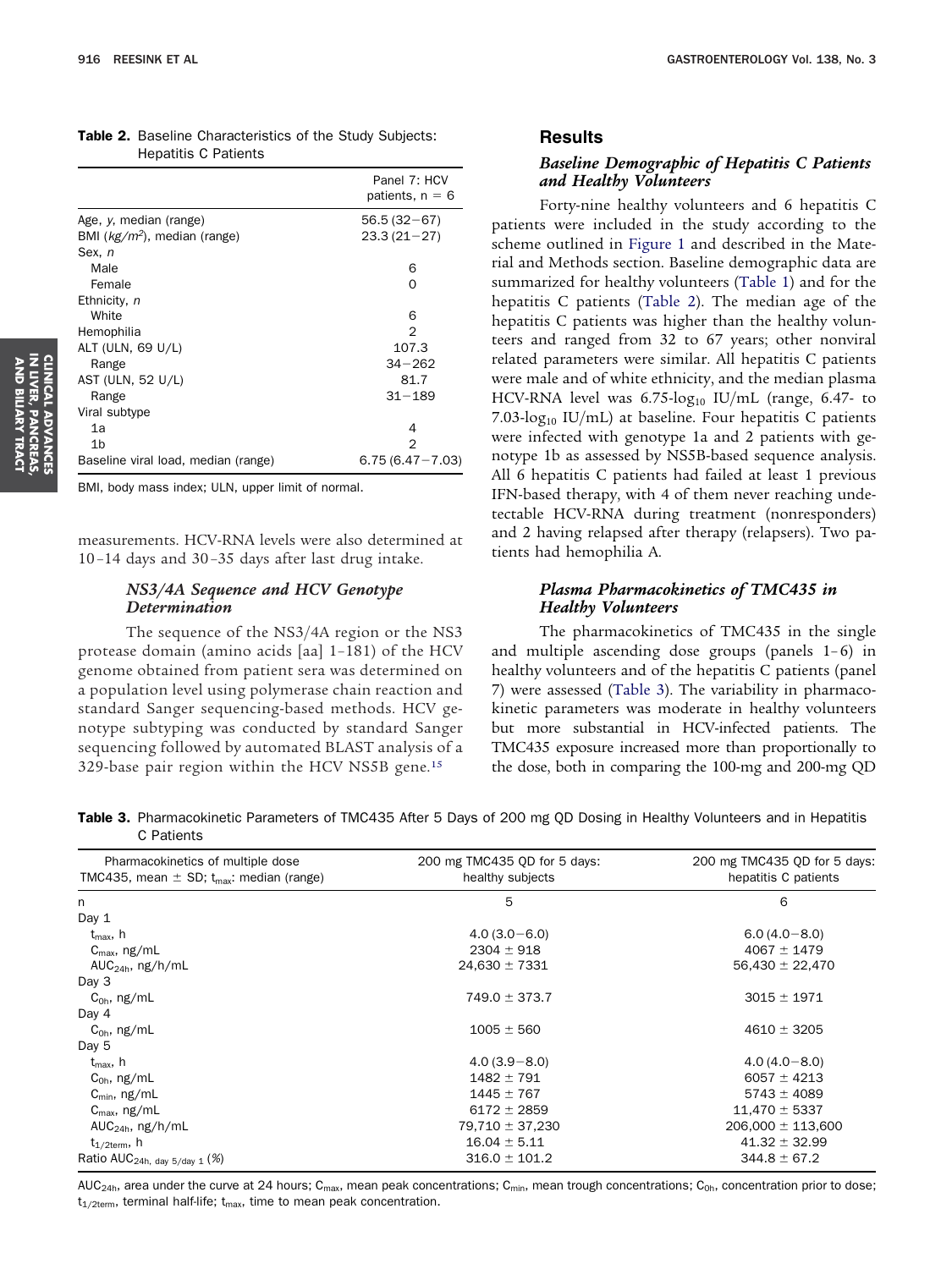**Table 2.** Baseline Characteristics of the Study Subjects: Hepatitis C Patients

| | Panel 7: HCV patients, n = 6 |
|---|---|
| Age, *y*, median (range) | 56.5 (32–67) |
| BMI ($kg/m^2$), median (range) | 23.3 (21–27) |
| Sex, *n* | |
| Male | 6 |
| Female | 0 |
| Ethnicity, *n* | |
| White | 6 |
| Hemophilia | 2 |
| ALT (ULN, 69 U/L) | 107.3 |
| Range | 34–262 |
| AST (ULN, 52 U/L) | 81.7 |
| Range | 31–189 |
| Viral subtype | |
| 1a | 4 |
| 1b | 2 |
| Baseline viral load, median (range) | 6.75 (6.47–7.03) |

BMI, body mass index; ULN, upper limit of normal.

measurements. HCV-RNA levels were also determined at 10–14 days and 30–35 days after last drug intake.

### *NS3/4A Sequence and HCV Genotype Determination*

The sequence of the NS3/4A region or the NS3 protease domain (amino acids [aa] 1–181) of the HCV genome obtained from patient sera was determined on a population level using polymerase chain reaction and standard Sanger sequencing-based methods. HCV genotype subtyping was conducted by standard Sanger sequencing followed by automated BLAST analysis of a 329-base pair region within the HCV NS5B gene.[15]

## Results

### *Baseline Demographic of Hepatitis C Patients and Healthy Volunteers*

Forty-nine healthy volunteers and 6 hepatitis C patients were included in the study according to the scheme outlined in Figure 1 and described in the Material and Methods section. Baseline demographic data are summarized for healthy volunteers (Table 1) and for the hepatitis C patients (Table 2). The median age of the hepatitis C patients was higher than the healthy volunteers and ranged from 32 to 67 years; other nonviral related parameters were similar. All hepatitis C patients were male and of white ethnicity, and the median plasma HCV-RNA level was 6.75-$\log_{10}$ IU/mL (range, 6.47- to 7.03-$\log_{10}$ IU/mL) at baseline. Four hepatitis C patients were infected with genotype 1a and 2 patients with genotype 1b as assessed by NS5B-based sequence analysis. All 6 hepatitis C patients had failed at least 1 previous IFN-based therapy, with 4 of them never reaching undetectable HCV-RNA during treatment (nonresponders) and 2 having relapsed after therapy (relapsers). Two patients had hemophilia A.

### *Plasma Pharmacokinetics of TMC435 in Healthy Volunteers*

The pharmacokinetics of TMC435 in the single and multiple ascending dose groups (panels 1–6) in healthy volunteers and of the hepatitis C patients (panel 7) were assessed (Table 3). The variability in pharmacokinetic parameters was moderate in healthy volunteers but more substantial in HCV-infected patients. The TMC435 exposure increased more than proportionally to the dose, both in comparing the 100-mg and 200-mg QD

**Table 3.** Pharmacokinetic Parameters of TMC435 After 5 Days of 200 mg QD Dosing in Healthy Volunteers and in Hepatitis C Patients

| Pharmacokinetics of multiple dose TMC435, mean ± SD; $t_{max}$: median (range) | 200 mg TMC435 QD for 5 days: healthy subjects | 200 mg TMC435 QD for 5 days: hepatitis C patients |
|---|---|---|
| n | 5 | 6 |
| Day 1 | | |
| $t_{max}$, h | 4.0 (3.0–6.0) | 6.0 (4.0–8.0) |
| $C_{max}$, ng/mL | 2304 ± 918 | 4067 ± 1479 |
| $AUC_{24h}$, ng/h/mL | 24,630 ± 7331 | 56,430 ± 22,470 |
| Day 3 | | |
| $C_{0h}$, ng/mL | 749.0 ± 373.7 | 3015 ± 1971 |
| Day 4 | | |
| $C_{0h}$, ng/mL | 1005 ± 560 | 4610 ± 3205 |
| Day 5 | | |
| $t_{max}$, h | 4.0 (3.9–8.0) | 4.0 (4.0–8.0) |
| $C_{0h}$, ng/mL | 1482 ± 791 | 6057 ± 4213 |
| $C_{min}$, ng/mL | 1445 ± 767 | 5743 ± 4089 |
| $C_{max}$, ng/mL | 6172 ± 2859 | 11,470 ± 5337 |
| $AUC_{24h}$, ng/h/mL | 79,710 ± 37,230 | 206,000 ± 113,600 |
| $t_{1/2term}$, h | 16.04 ± 5.11 | 41.32 ± 32.99 |
| Ratio $AUC_{24h,\ day\ 5/day\ 1}$ (%) | 316.0 ± 101.2 | 344.8 ± 67.2 |

$AUC_{24h}$, area under the curve at 24 hours; $C_{max}$, mean peak concentrations; $C_{min}$, mean trough concentrations; $C_{0h}$, concentration prior to dose; $t_{1/2term}$, terminal half-life; $t_{max}$, time to mean peak concentration.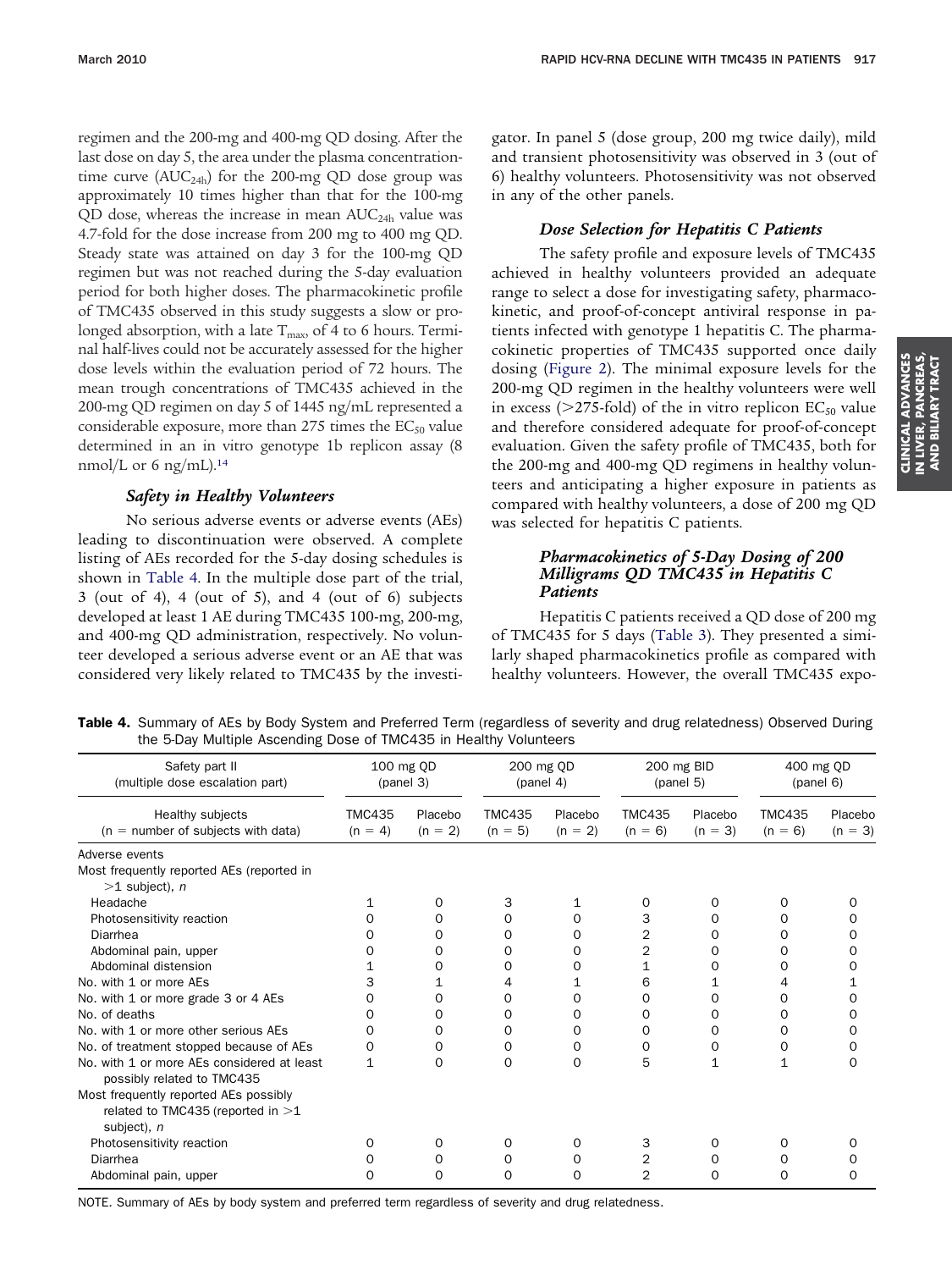regimen and the 200-mg and 400-mg QD dosing. After the last dose on day 5, the area under the plasma concentration-time curve ($AUC_{24h}$) for the 200-mg QD dose group was approximately 10 times higher than that for the 100-mg QD dose, whereas the increase in mean $AUC_{24h}$ value was 4.7-fold for the dose increase from 200 mg to 400 mg QD. Steady state was attained on day 3 for the 100-mg QD regimen but was not reached during the 5-day evaluation period for both higher doses. The pharmacokinetic profile of TMC435 observed in this study suggests a slow or prolonged absorption, with a late $T_{max}$, of 4 to 6 hours. Terminal half-lives could not be accurately assessed for the higher dose levels within the evaluation period of 72 hours. The mean trough concentrations of TMC435 achieved in the 200-mg QD regimen on day 5 of 1445 ng/mL represented a considerable exposure, more than 275 times the $EC_{50}$ value determined in an in vitro genotype 1b replicon assay (8 nmol/L or 6 ng/mL).[14]

### *Safety in Healthy Volunteers*

No serious adverse events or adverse events (AEs) leading to discontinuation were observed. A complete listing of AEs recorded for the 5-day dosing schedules is shown in Table 4. In the multiple dose part of the trial, 3 (out of 4), 4 (out of 5), and 4 (out of 6) subjects developed at least 1 AE during TMC435 100-mg, 200-mg, and 400-mg QD administration, respectively. No volunteer developed a serious adverse event or an AE that was considered very likely related to TMC435 by the investigator. In panel 5 (dose group, 200 mg twice daily), mild and transient photosensitivity was observed in 3 (out of 6) healthy volunteers. Photosensitivity was not observed in any of the other panels.

### *Dose Selection for Hepatitis C Patients*

The safety profile and exposure levels of TMC435 achieved in healthy volunteers provided an adequate range to select a dose for investigating safety, pharmacokinetic, and proof-of-concept antiviral response in patients infected with genotype 1 hepatitis C. The pharmacokinetic properties of TMC435 supported once daily dosing (Figure 2). The minimal exposure levels for the 200-mg QD regimen in the healthy volunteers were well in excess (>275-fold) of the in vitro replicon $EC_{50}$ value and therefore considered adequate for proof-of-concept evaluation. Given the safety profile of TMC435, both for the 200-mg and 400-mg QD regimens in healthy volunteers and anticipating a higher exposure in patients as compared with healthy volunteers, a dose of 200 mg QD was selected for hepatitis C patients.

### *Pharmacokinetics of 5-Day Dosing of 200 Milligrams QD TMC435 in Hepatitis C Patients*

Hepatitis C patients received a QD dose of 200 mg of TMC435 for 5 days (Table 3). They presented a similarly shaped pharmacokinetics profile as compared with healthy volunteers. However, the overall TMC435 expo-

**Table 4.** Summary of AEs by Body System and Preferred Term (regardless of severity and drug relatedness) Observed During the 5-Day Multiple Ascending Dose of TMC435 in Healthy Volunteers

| Safety part II (multiple dose escalation part) | 100 mg QD (panel 3) | | 200 mg QD (panel 4) | | 200 mg BID (panel 5) | | 400 mg QD (panel 6) | |
|---|---|---|---|---|---|---|---|---|
| Healthy subjects (n = number of subjects with data) | TMC435 (n = 4) | Placebo (n = 2) | TMC435 (n = 5) | Placebo (n = 2) | TMC435 (n = 6) | Placebo (n = 3) | TMC435 (n = 6) | Placebo (n = 3) |
| Adverse events | | | | | | | | |
| Most frequently reported AEs (reported in >1 subject), *n* | | | | | | | | |
| Headache | 1 | 0 | 3 | 1 | 0 | 0 | 0 | 0 |
| Photosensitivity reaction | 0 | 0 | 0 | 0 | 3 | 0 | 0 | 0 |
| Diarrhea | 0 | 0 | 0 | 0 | 2 | 0 | 0 | 0 |
| Abdominal pain, upper | 0 | 0 | 0 | 0 | 2 | 0 | 0 | 0 |
| Abdominal distension | 1 | 0 | 0 | 0 | 1 | 0 | 0 | 0 |
| No. with 1 or more AEs | 3 | 1 | 4 | 1 | 6 | 1 | 4 | 1 |
| No. with 1 or more grade 3 or 4 AEs | 0 | 0 | 0 | 0 | 0 | 0 | 0 | 0 |
| No. of deaths | 0 | 0 | 0 | 0 | 0 | 0 | 0 | 0 |
| No. with 1 or more other serious AEs | 0 | 0 | 0 | 0 | 0 | 0 | 0 | 0 |
| No. of treatment stopped because of AEs | 0 | 0 | 0 | 0 | 0 | 0 | 0 | 0 |
| No. with 1 or more AEs considered at least possibly related to TMC435 | 1 | 0 | 0 | 0 | 5 | 1 | 1 | 0 |
| Most frequently reported AEs possibly related to TMC435 (reported in >1 subject), *n* | | | | | | | | |
| Photosensitivity reaction | 0 | 0 | 0 | 0 | 3 | 0 | 0 | 0 |
| Diarrhea | 0 | 0 | 0 | 0 | 2 | 0 | 0 | 0 |
| Abdominal pain, upper | 0 | 0 | 0 | 0 | 2 | 0 | 0 | 0 |

NOTE. Summary of AEs by body system and preferred term regardless of severity and drug relatedness.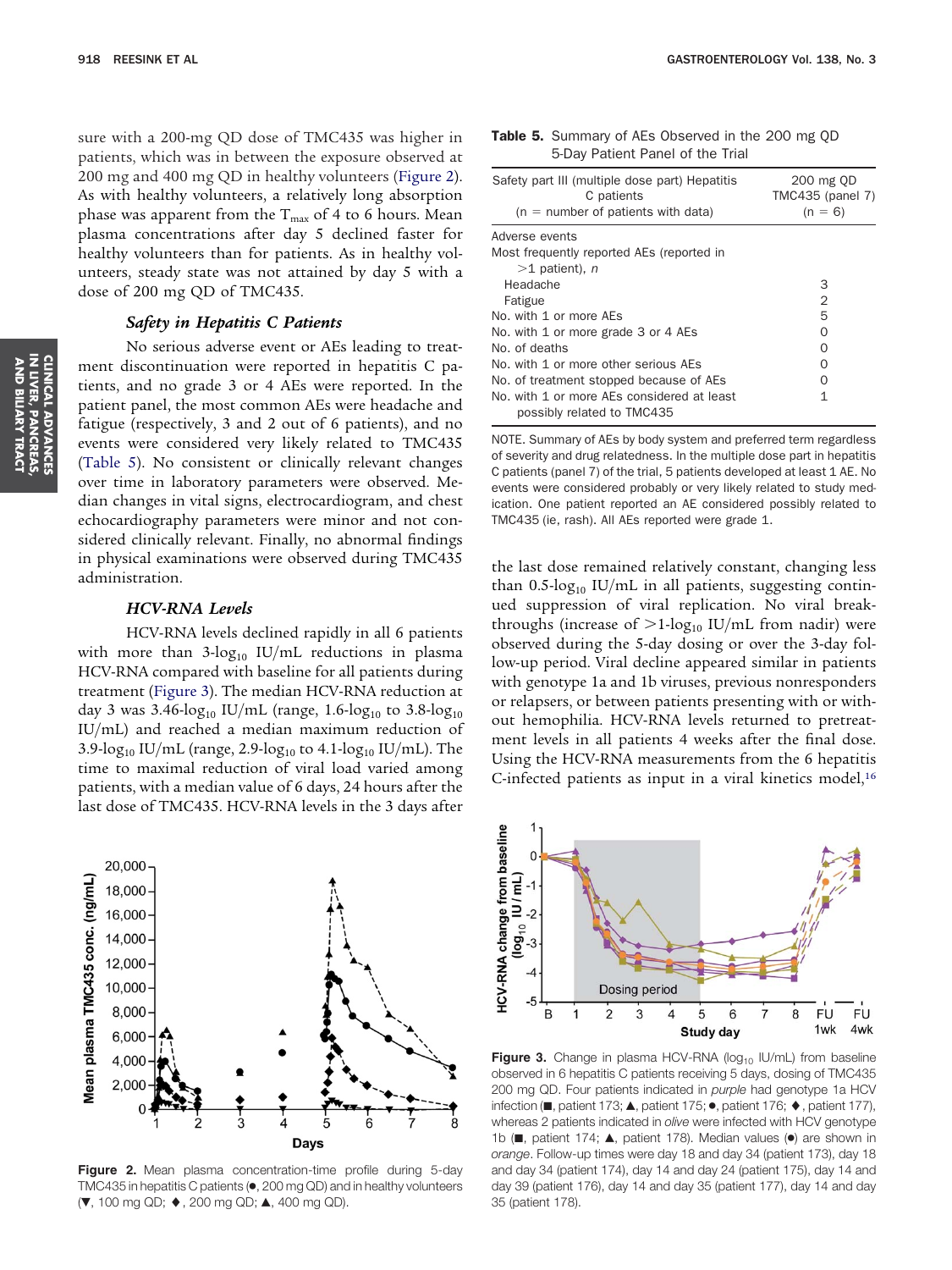sure with a 200-mg QD dose of TMC435 was higher in patients, which was in between the exposure observed at 200 mg and 400 mg QD in healthy volunteers (Figure 2). As with healthy volunteers, a relatively long absorption phase was apparent from the $T_{max}$ of 4 to 6 hours. Mean plasma concentrations after day 5 declined faster for healthy volunteers than for patients. As in healthy volunteers, steady state was not attained by day 5 with a dose of 200 mg QD of TMC435.

### *Safety in Hepatitis C Patients*

No serious adverse event or AEs leading to treatment discontinuation were reported in hepatitis C patients, and no grade 3 or 4 AEs were reported. In the patient panel, the most common AEs were headache and fatigue (respectively, 3 and 2 out of 6 patients), and no events were considered very likely related to TMC435 (Table 5). No consistent or clinically relevant changes over time in laboratory parameters were observed. Median changes in vital signs, electrocardiogram, and chest echocardiography parameters were minor and not considered clinically relevant. Finally, no abnormal findings in physical examinations were observed during TMC435 administration.

### *HCV-RNA Levels*

HCV-RNA levels declined rapidly in all 6 patients with more than 3-$\log_{10}$ IU/mL reductions in plasma HCV-RNA compared with baseline for all patients during treatment (Figure 3). The median HCV-RNA reduction at day 3 was 3.46-$\log_{10}$ IU/mL (range, 1.6-$\log_{10}$ to 3.8-$\log_{10}$ IU/mL) and reached a median maximum reduction of 3.9-$\log_{10}$ IU/mL (range, 2.9-$\log_{10}$ to 4.1-$\log_{10}$ IU/mL). The time to maximal reduction of viral load varied among patients, with a median value of 6 days, 24 hours after the last dose of TMC435. HCV-RNA levels in the 3 days after the last dose remained relatively constant, changing less than 0.5-$\log_{10}$ IU/mL in all patients, suggesting continued suppression of viral replication. No viral breakthroughs (increase of >1-$\log_{10}$ IU/mL from nadir) were observed during the 5-day dosing or over the 3-day follow-up period. Viral decline appeared similar in patients with genotype 1a and 1b viruses, previous nonresponders or relapsers, or between patients presenting with or without hemophilia. HCV-RNA levels returned to pretreatment levels in all patients 4 weeks after the final dose. Using the HCV-RNA measurements from the 6 hepatitis C-infected patients as input in a viral kinetics model,[16]

**Table 5.** Summary of AEs Observed in the 200 mg QD 5-Day Patient Panel of the Trial

| Safety part III (multiple dose part) Hepatitis C patients (n = number of patients with data) | 200 mg QD TMC435 (panel 7) (n = 6) |
|---|---|
| Adverse events | |
| Most frequently reported AEs (reported in >1 patient), *n* | |
| Headache | 3 |
| Fatigue | 2 |
| No. with 1 or more AEs | 5 |
| No. with 1 or more grade 3 or 4 AEs | 0 |
| No. of deaths | 0 |
| No. with 1 or more other serious AEs | 0 |
| No. of treatment stopped because of AEs | 0 |
| No. with 1 or more AEs considered at least possibly related to TMC435 | 1 |

NOTE. Summary of AEs by body system and preferred term regardless of severity and drug relatedness. In the multiple dose part in hepatitis C patients (panel 7) of the trial, 5 patients developed at least 1 AE. No events were considered probably or very likely related to study medication. One patient reported an AE considered possibly related to TMC435 (ie, rash). All AEs reported were grade 1.

**Figure 2.** Mean plasma concentration-time profile during 5-day TMC435 in hepatitis C patients (●, 200 mg QD) and in healthy volunteers (▼, 100 mg QD; ♦, 200 mg QD; ▲, 400 mg QD).

**Figure 3.** Change in plasma HCV-RNA ($\log_{10}$ IU/mL) from baseline observed in 6 hepatitis C patients receiving 5 days, dosing of TMC435 200 mg QD. Four patients indicated in *purple* had genotype 1a HCV infection (■, patient 173; ▲, patient 175; ●, patient 176; ♦, patient 177), whereas 2 patients indicated in *olive* were infected with HCV genotype 1b (■, patient 174; ▲, patient 178). Median values (●) are shown in *orange*. Follow-up times were day 18 and day 34 (patient 173), day 18 and day 34 (patient 174), day 14 and day 24 (patient 175), day 14 and day 39 (patient 176), day 14 and day 35 (patient 177), day 14 and day 35 (patient 178).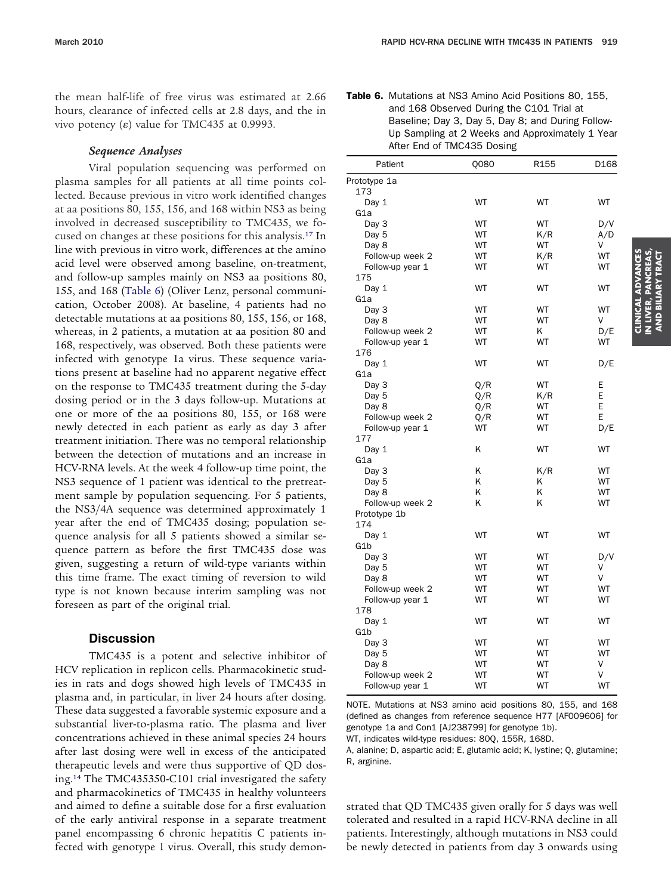the mean half-life of free virus was estimated at 2.66 hours, clearance of infected cells at 2.8 days, and the in vivo potency ($\varepsilon$) value for TMC435 at 0.9993.

### *Sequence Analyses*

Viral population sequencing was performed on plasma samples for all patients at all time points collected. Because previous in vitro work identified changes at aa positions 80, 155, 156, and 168 within NS3 as being involved in decreased susceptibility to TMC435, we focused on changes at these positions for this analysis.[17] In line with previous in vitro work, differences at the amino acid level were observed among baseline, on-treatment, and follow-up samples mainly on NS3 aa positions 80, 155, and 168 (Table 6) (Oliver Lenz, personal communication, October 2008). At baseline, 4 patients had no detectable mutations at aa positions 80, 155, 156, or 168, whereas, in 2 patients, a mutation at aa position 80 and 168, respectively, was observed. Both these patients were infected with genotype 1a virus. These sequence variations present at baseline had no apparent negative effect on the response to TMC435 treatment during the 5-day dosing period or in the 3 days follow-up. Mutations at one or more of the aa positions 80, 155, or 168 were newly detected in each patient as early as day 3 after treatment initiation. There was no temporal relationship between the detection of mutations and an increase in HCV-RNA levels. At the week 4 follow-up time point, the NS3 sequence of 1 patient was identical to the pretreatment sample by population sequencing. For 5 patients, the NS3/4A sequence was determined approximately 1 year after the end of TMC435 dosing; population sequence analysis for all 5 patients showed a similar sequence pattern as before the first TMC435 dose was given, suggesting a return of wild-type variants within this time frame. The exact timing of reversion to wild type is not known because interim sampling was not foreseen as part of the original trial.

**Table 6.** Mutations at NS3 Amino Acid Positions 80, 155, and 168 Observed During the C101 Trial at Baseline; Day 3, Day 5, Day 8; and During Follow-Up Sampling at 2 Weeks and Approximately 1 Year After End of TMC435 Dosing

| Patient | Q080 | R155 | D168 |
|---|---|---|---|
| Prototype 1a | | | |
| 173 | | | |
| Day 1 | WT | WT | WT |
| G1a | | | |
| Day 3 | WT | WT | D/V |
| Day 5 | WT | K/R | A/D |
| Day 8 | WT | WT | V |
| Follow-up week 2 | WT | K/R | WT |
| Follow-up year 1 | WT | WT | WT |
| 175 | | | |
| Day 1 | WT | WT | WT |
| G1a | | | |
| Day 3 | WT | WT | WT |
| Day 8 | WT | WT | V |
| Follow-up week 2 | WT | K | D/E |
| Follow-up year 1 | WT | WT | WT |
| 176 | | | |
| Day 1 | WT | WT | D/E |
| G1a | | | |
| Day 3 | Q/R | WT | E |
| Day 5 | Q/R | K/R | E |
| Day 8 | Q/R | WT | E |
| Follow-up week 2 | Q/R | WT | E |
| Follow-up year 1 | WT | WT | D/E |
| 177 | | | |
| Day 1 | K | WT | WT |
| G1a | | | |
| Day 3 | K | K/R | WT |
| Day 5 | K | K | WT |
| Day 8 | K | K | WT |
| Follow-up week 2 | K | K | WT |
| Prototype 1b | | | |
| 174 | | | |
| Day 1 | WT | WT | WT |
| G1b | | | |
| Day 3 | WT | WT | D/V |
| Day 5 | WT | WT | V |
| Day 8 | WT | WT | V |
| Follow-up week 2 | WT | WT | WT |
| Follow-up year 1 | WT | WT | WT |
| 178 | | | |
| Day 1 | WT | WT | WT |
| G1b | | | |
| Day 3 | WT | WT | WT |
| Day 5 | WT | WT | WT |
| Day 8 | WT | WT | V |
| Follow-up week 2 | WT | WT | V |
| Follow-up year 1 | WT | WT | WT |

NOTE. Mutations at NS3 amino acid positions 80, 155, and 168 (defined as changes from reference sequence H77 [AF009606] for genotype 1a and Con1 [AJ238799] for genotype 1b).
WT, indicates wild-type residues: 80Q, 155R, 168D.
A, alanine; D, aspartic acid; E, glutamic acid; K, lystine; Q, glutamine; R, arginine.

## Discussion

TMC435 is a potent and selective inhibitor of HCV replication in replicon cells. Pharmacokinetic studies in rats and dogs showed high levels of TMC435 in plasma and, in particular, in liver 24 hours after dosing. These data suggested a favorable systemic exposure and a substantial liver-to-plasma ratio. The plasma and liver concentrations achieved in these animal species 24 hours after last dosing were well in excess of the anticipated therapeutic levels and were thus supportive of QD dosing.[14] The TMC435350-C101 trial investigated the safety and pharmacokinetics of TMC435 in healthy volunteers and aimed to define a suitable dose for a first evaluation of the early antiviral response in a separate treatment panel encompassing 6 chronic hepatitis C patients infected with genotype 1 virus. Overall, this study demonstrated that QD TMC435 given orally for 5 days was well tolerated and resulted in a rapid HCV-RNA decline in all patients. Interestingly, although mutations in NS3 could be newly detected in patients from day 3 onwards using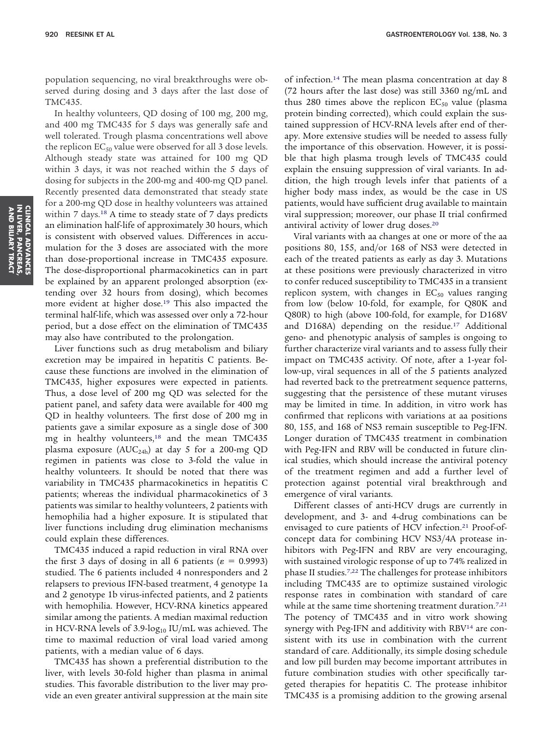population sequencing, no viral breakthroughs were observed during dosing and 3 days after the last dose of TMC435.

In healthy volunteers, QD dosing of 100 mg, 200 mg, and 400 mg TMC435 for 5 days was generally safe and well tolerated. Trough plasma concentrations well above the replicon $EC_{50}$ value were observed for all 3 dose levels. Although steady state was attained for 100 mg QD within 3 days, it was not reached within the 5 days of dosing for subjects in the 200-mg and 400-mg QD panel. Recently presented data demonstrated that steady state for a 200-mg QD dose in healthy volunteers was attained within 7 days.[18] A time to steady state of 7 days predicts an elimination half-life of approximately 30 hours, which is consistent with observed values. Differences in accumulation for the 3 doses are associated with the more than dose-proportional increase in TMC435 exposure. The dose-disproportional pharmacokinetics can in part be explained by an apparent prolonged absorption (extending over 32 hours from dosing), which becomes more evident at higher dose.[19] This also impacted the terminal half-life, which was assessed over only a 72-hour period, but a dose effect on the elimination of TMC435 may also have contributed to the prolongation.

Liver functions such as drug metabolism and biliary excretion may be impaired in hepatitis C patients. Because these functions are involved in the elimination of TMC435, higher exposures were expected in patients. Thus, a dose level of 200 mg QD was selected for the patient panel, and safety data were available for 400 mg QD in healthy volunteers. The first dose of 200 mg in patients gave a similar exposure as a single dose of 300 mg in healthy volunteers,[18] and the mean TMC435 plasma exposure ($AUC_{24h}$) at day 5 for a 200-mg QD regimen in patients was close to 3-fold the value in healthy volunteers. It should be noted that there was variability in TMC435 pharmacokinetics in hepatitis C patients; whereas the individual pharmacokinetics of 3 patients was similar to healthy volunteers, 2 patients with hemophilia had a higher exposure. It is stipulated that liver functions including drug elimination mechanisms could explain these differences.

TMC435 induced a rapid reduction in viral RNA over the first 3 days of dosing in all 6 patients ($\varepsilon = 0.9993$) studied. The 6 patients included 4 nonresponders and 2 relapsers to previous IFN-based treatment, 4 genotype 1a and 2 genotype 1b virus-infected patients, and 2 patients with hemophilia. However, HCV-RNA kinetics appeared similar among the patients. A median maximal reduction in HCV-RNA levels of 3.9-$\log_{10}$ IU/mL was achieved. The time to maximal reduction of viral load varied among patients, with a median value of 6 days.

TMC435 has shown a preferential distribution to the liver, with levels 30-fold higher than plasma in animal studies. This favorable distribution to the liver may provide an even greater antiviral suppression at the main site of infection.[14] The mean plasma concentration at day 8 (72 hours after the last dose) was still 3360 ng/mL and thus 280 times above the replicon $EC_{50}$ value (plasma protein binding corrected), which could explain the sustained suppression of HCV-RNA levels after end of therapy. More extensive studies will be needed to assess fully the importance of this observation. However, it is possible that high plasma trough levels of TMC435 could explain the ensuing suppression of viral variants. In addition, the high trough levels infer that patients of a higher body mass index, as would be the case in US patients, would have sufficient drug available to maintain viral suppression; moreover, our phase II trial confirmed antiviral activity of lower drug doses.[20]

Viral variants with aa changes at one or more of the aa positions 80, 155, and/or 168 of NS3 were detected in each of the treated patients as early as day 3. Mutations at these positions were previously characterized in vitro to confer reduced susceptibility to TMC435 in a transient replicon system, with changes in $EC_{50}$ values ranging from low (below 10-fold, for example, for Q80K and Q80R) to high (above 100-fold, for example, for D168V and D168A) depending on the residue.[17] Additional geno- and phenotypic analysis of samples is ongoing to further characterize viral variants and to assess fully their impact on TMC435 activity. Of note, after a 1-year follow-up, viral sequences in all of the 5 patients analyzed had reverted back to the pretreatment sequence patterns, suggesting that the persistence of these mutant viruses may be limited in time. In addition, in vitro work has confirmed that replicons with variations at aa positions 80, 155, and 168 of NS3 remain susceptible to Peg-IFN. Longer duration of TMC435 treatment in combination with Peg-IFN and RBV will be conducted in future clinical studies, which should increase the antiviral potency of the treatment regimen and add a further level of protection against potential viral breakthrough and emergence of viral variants.

Different classes of anti-HCV drugs are currently in development, and 3- and 4-drug combinations can be envisaged to cure patients of HCV infection.[21] Proof-of-concept data for combining HCV NS3/4A protease inhibitors with Peg-IFN and RBV are very encouraging, with sustained virologic response of up to 74% realized in phase II studies.[7,22] The challenges for protease inhibitors including TMC435 are to optimize sustained virologic response rates in combination with standard of care while at the same time shortening treatment duration.[7,21] The potency of TMC435 and in vitro work showing synergy with Peg-IFN and additivity with RBV[14] are consistent with its use in combination with the current standard of care. Additionally, its simple dosing schedule and low pill burden may become important attributes in future combination studies with other specifically targeted therapies for hepatitis C. The protease inhibitor TMC435 is a promising addition to the growing arsenal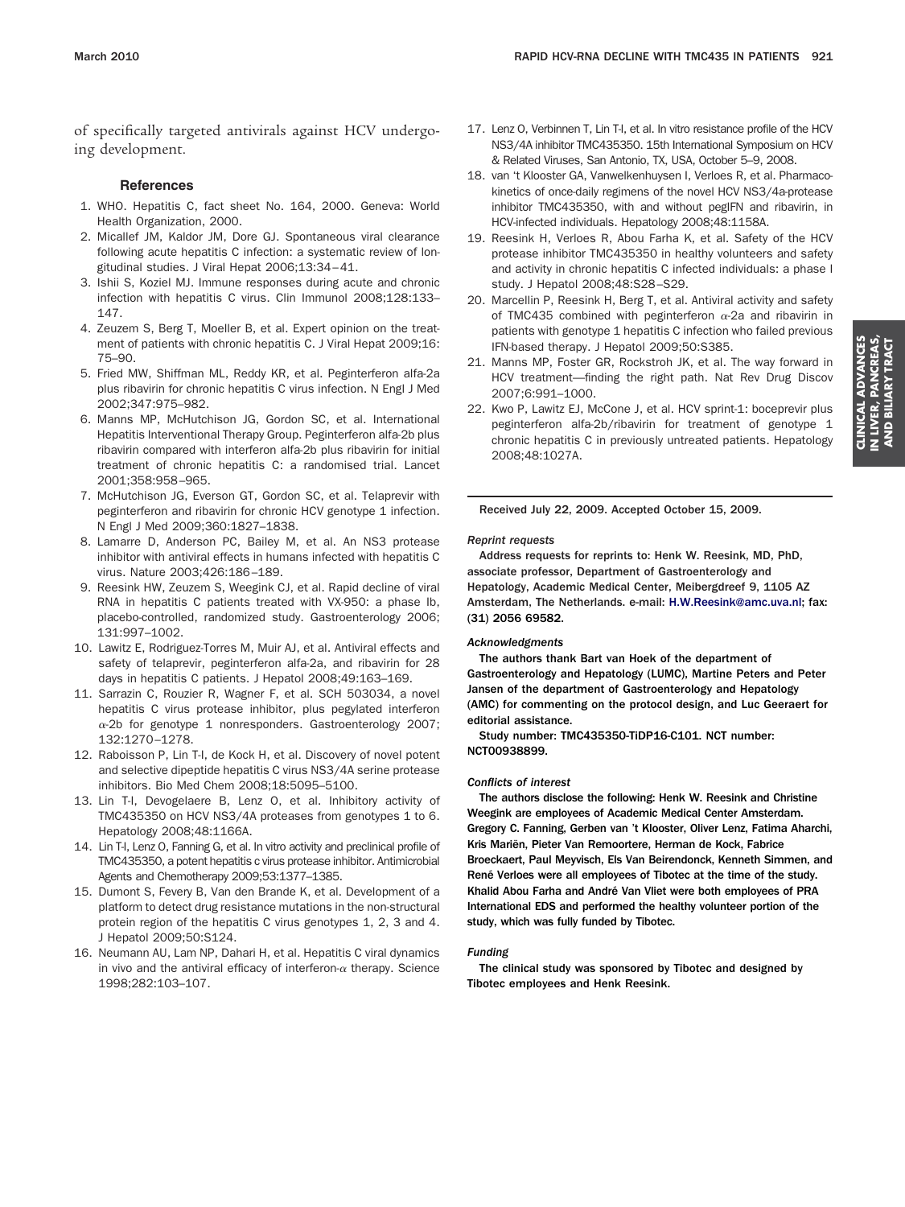of specifically targeted antivirals against HCV undergoing development.

## References

1. WHO. Hepatitis C, fact sheet No. 164, 2000. Geneva: World Health Organization, 2000.
2. Micallef JM, Kaldor JM, Dore GJ. Spontaneous viral clearance following acute hepatitis C infection: a systematic review of longitudinal studies. J Viral Hepat 2006;13:34–41.
3. Ishii S, Koziel MJ. Immune responses during acute and chronic infection with hepatitis C virus. Clin Immunol 2008;128:133–147.
4. Zeuzem S, Berg T, Moeller B, et al. Expert opinion on the treatment of patients with chronic hepatitis C. J Viral Hepat 2009;16:75–90.
5. Fried MW, Shiffman ML, Reddy KR, et al. Peginterferon alfa-2a plus ribavirin for chronic hepatitis C virus infection. N Engl J Med 2002;347:975–982.
6. Manns MP, McHutchison JG, Gordon SC, et al. International Hepatitis Interventional Therapy Group. Peginterferon alfa-2b plus ribavirin compared with interferon alfa-2b plus ribavirin for initial treatment of chronic hepatitis C: a randomised trial. Lancet 2001;358:958–965.
7. McHutchison JG, Everson GT, Gordon SC, et al. Telaprevir with peginterferon and ribavirin for chronic HCV genotype 1 infection. N Engl J Med 2009;360:1827–1838.
8. Lamarre D, Anderson PC, Bailey M, et al. An NS3 protease inhibitor with antiviral effects in humans infected with hepatitis C virus. Nature 2003;426:186–189.
9. Reesink HW, Zeuzem S, Weegink CJ, et al. Rapid decline of viral RNA in hepatitis C patients treated with VX-950: a phase Ib, placebo-controlled, randomized study. Gastroenterology 2006;131:997–1002.
10. Lawitz E, Rodriguez-Torres M, Muir AJ, et al. Antiviral effects and safety of telaprevir, peginterferon alfa-2a, and ribavirin for 28 days in hepatitis C patients. J Hepatol 2008;49:163–169.
11. Sarrazin C, Rouzier R, Wagner F, et al. SCH 503034, a novel hepatitis C virus protease inhibitor, plus pegylated interferon $\alpha$-2b for genotype 1 nonresponders. Gastroenterology 2007;132:1270–1278.
12. Raboisson P, Lin T-I, de Kock H, et al. Discovery of novel potent and selective dipeptide hepatitis C virus NS3/4A serine protease inhibitors. Bio Med Chem 2008;18:5095–5100.
13. Lin T-I, Devogelaere B, Lenz O, et al. Inhibitory activity of TMC435350 on HCV NS3/4A proteases from genotypes 1 to 6. Hepatology 2008;48:1166A.
14. Lin T-I, Lenz O, Fanning G, et al. In vitro activity and preclinical profile of TMC435350, a potent hepatitis c virus protease inhibitor. Antimicrobial Agents and Chemotherapy 2009;53:1377–1385.
15. Dumont S, Fevery B, Van den Brande K, et al. Development of a platform to detect drug resistance mutations in the non-structural protein region of the hepatitis C virus genotypes 1, 2, 3 and 4. J Hepatol 2009;50:S124.
16. Neumann AU, Lam NP, Dahari H, et al. Hepatitis C viral dynamics in vivo and the antiviral efficacy of interferon-$\alpha$ therapy. Science 1998;282:103–107.
17. Lenz O, Verbinnen T, Lin T-I, et al. In vitro resistance profile of the HCV NS3/4A inhibitor TMC435350. 15th International Symposium on HCV & Related Viruses, San Antonio, TX, USA, October 5–9, 2008.
18. van 't Klooster GA, Vanwelkenhuysen I, Verloes R, et al. Pharmacokinetics of once-daily regimens of the novel HCV NS3/4a-protease inhibitor TMC435350, with and without pegIFN and ribavirin, in HCV-infected individuals. Hepatology 2008;48:1158A.
19. Reesink H, Verloes R, Abou Farha K, et al. Safety of the HCV protease inhibitor TMC435350 in healthy volunteers and safety and activity in chronic hepatitis C infected individuals: a phase I study. J Hepatol 2008;48:S28–S29.
20. Marcellin P, Reesink H, Berg T, et al. Antiviral activity and safety of TMC435 combined with peginterferon $\alpha$-2a and ribavirin in patients with genotype 1 hepatitis C infection who failed previous IFN-based therapy. J Hepatol 2009;50:S385.
21. Manns MP, Foster GR, Rockstroh JK, et al. The way forward in HCV treatment—finding the right path. Nat Rev Drug Discov 2007;6:991–1000.
22. Kwo P, Lawitz EJ, McCone J, et al. HCV sprint-1: boceprevir plus peginterferon alfa-2b/ribavirin for treatment of genotype 1 chronic hepatitis C in previously untreated patients. Hepatology 2008;48:1027A.

---

**Received July 22, 2009. Accepted October 15, 2009.**

*Reprint requests*

**Address requests for reprints to: Henk W. Reesink, MD, PhD, associate professor, Department of Gastroenterology and Hepatology, Academic Medical Center, Meibergdreef 9, 1105 AZ Amsterdam, The Netherlands. e-mail: H.W.Reesink@amc.uva.nl; fax: (31) 2056 69582.**

*Acknowledgments*

**The authors thank Bart van Hoek of the department of Gastroenterology and Hepatology (LUMC), Martine Peters and Peter Jansen of the department of Gastroenterology and Hepatology (AMC) for commenting on the protocol design, and Luc Geeraert for editorial assistance.**

**Study number: TMC435350-TiDP16-C101. NCT number: NCT00938899.**

*Conflicts of interest*

**The authors disclose the following: Henk W. Reesink and Christine Weegink are employees of Academic Medical Center Amsterdam. Gregory C. Fanning, Gerben van 't Klooster, Oliver Lenz, Fatima Aharchi, Kris Mariën, Pieter Van Remoortere, Herman de Kock, Fabrice Broeckaert, Paul Meyvisch, Els Van Beirendonck, Kenneth Simmen, and René Verloes were all employees of Tibotec at the time of the study. Khalid Abou Farha and André Van Vliet were both employees of PRA International EDS and performed the healthy volunteer portion of the study, which was fully funded by Tibotec.**

*Funding*

**The clinical study was sponsored by Tibotec and designed by Tibotec employees and Henk Reesink.**